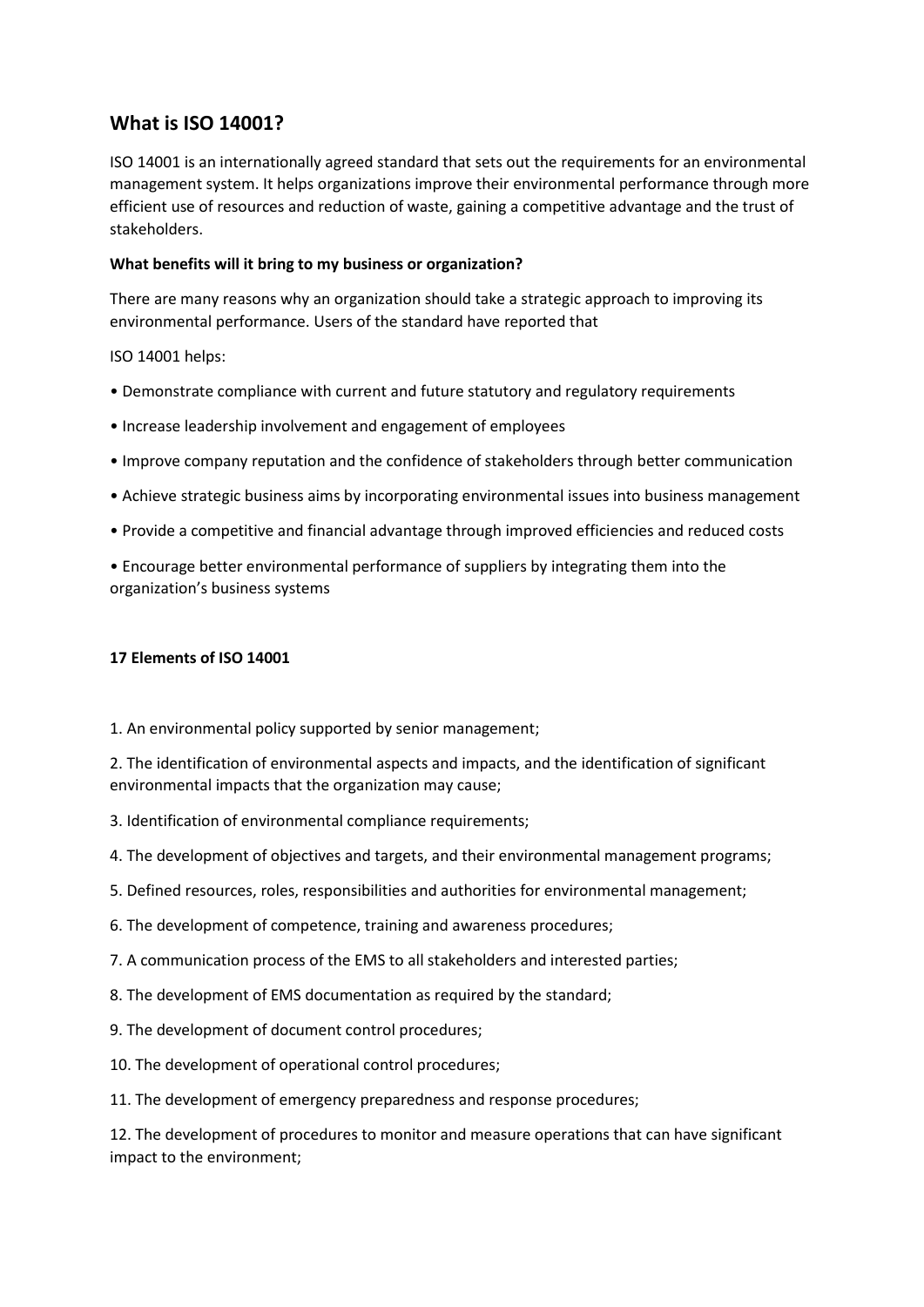## What is ISO 14001?

ISO 14001 is an internationally agreed standard that sets out the requirements for an environmental management system. It helps organizations improve their environmental performance through more efficient use of resources and reduction of waste, gaining a competitive advantage and the trust of stakeholders.

**What benefits will it bring to my business or organization?**

There are many reasons why an organization should take a strategic approach to improving its environmental performance. Users of the standard have reported that

ISO 14001 helps:

- Demonstrate compliance with current and future statutory and regulatory requirements
- Increase leadership involvement and engagement of employees
- Improve company reputation and the confidence of stakeholders through better communication
- Achieve strategic business aims by incorporating environmental issues into business management
- Provide a competitive and financial advantage through improved efficiencies and reduced costs
- Encourage better environmental performance of suppliers by integrating them into the organization's business systems

**17 Elements of ISO 14001**

1. An environmental policy supported by senior management;
2. The identification of environmental aspects and impacts, and the identification of significant environmental impacts that the organization may cause;
3. Identification of environmental compliance requirements;
4. The development of objectives and targets, and their environmental management programs;
5. Defined resources, roles, responsibilities and authorities for environmental management;
6. The development of competence, training and awareness procedures;
7. A communication process of the EMS to all stakeholders and interested parties;
8. The development of EMS documentation as required by the standard;
9. The development of document control procedures;
10. The development of operational control procedures;
11. The development of emergency preparedness and response procedures;
12. The development of procedures to monitor and measure operations that can have significant impact to the environment;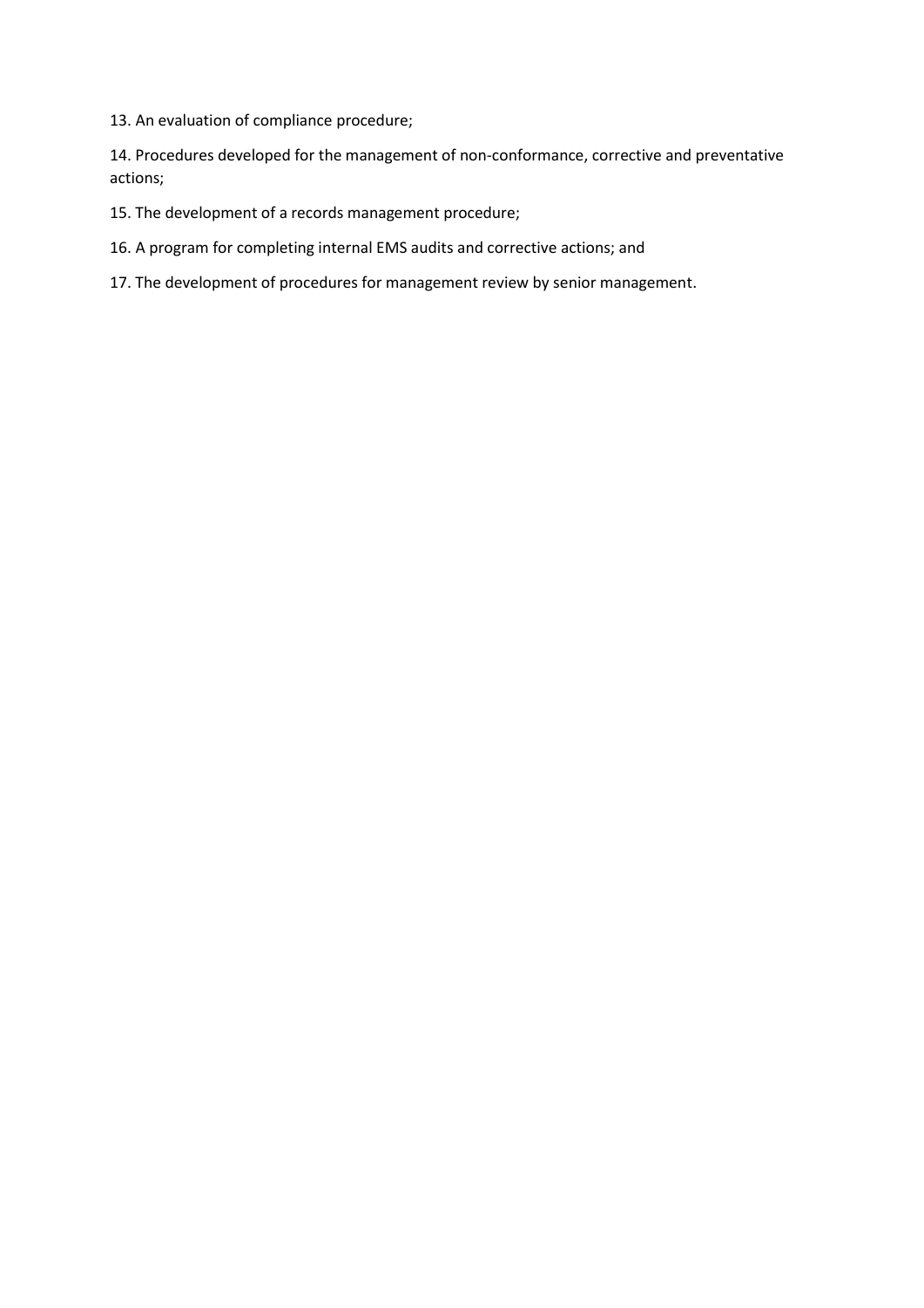13. An evaluation of compliance procedure;

14. Procedures developed for the management of non-conformance, corrective and preventative actions;

15. The development of a records management procedure;

16. A program for completing internal EMS audits and corrective actions; and

17. The development of procedures for management review by senior management.